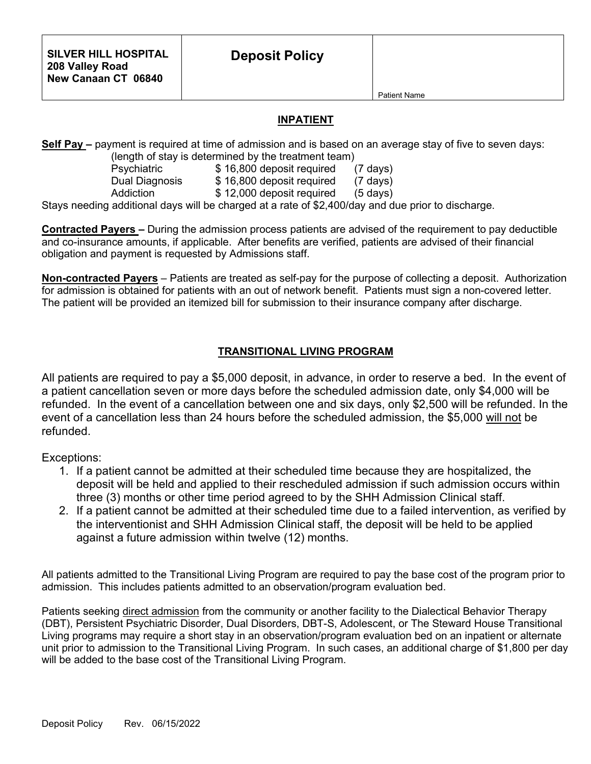| SILVER HILL HOSPITAL<br>208 Valley Road<br>New Canaan CT 06840 | **Deposit Policy** | Patient Name |
|---|---|---|

## INPATIENT

**Self Pay –** payment is required at time of admission and is based on an average stay of five to seven days:
(length of stay is determined by the treatment team)

| | | |
|---|---|---|
| Psychiatric | $ 16,800 deposit required | (7 days) |
| Dual Diagnosis | $ 16,800 deposit required | (7 days) |
| Addiction | $ 12,000 deposit required | (5 days) |

Stays needing additional days will be charged at a rate of $2,400/day and due prior to discharge.

**Contracted Payers –** During the admission process patients are advised of the requirement to pay deductible and co-insurance amounts, if applicable. After benefits are verified, patients are advised of their financial obligation and payment is requested by Admissions staff.

**Non-contracted Payers** – Patients are treated as self-pay for the purpose of collecting a deposit. Authorization for admission is obtained for patients with an out of network benefit. Patients must sign a non-covered letter. The patient will be provided an itemized bill for submission to their insurance company after discharge.

## TRANSITIONAL LIVING PROGRAM

All patients are required to pay a $5,000 deposit, in advance, in order to reserve a bed. In the event of a patient cancellation seven or more days before the scheduled admission date, only $4,000 will be refunded. In the event of a cancellation between one and six days, only $2,500 will be refunded. In the event of a cancellation less than 24 hours before the scheduled admission, the $5,000 will not be refunded.

Exceptions:

1. If a patient cannot be admitted at their scheduled time because they are hospitalized, the deposit will be held and applied to their rescheduled admission if such admission occurs within three (3) months or other time period agreed to by the SHH Admission Clinical staff.
2. If a patient cannot be admitted at their scheduled time due to a failed intervention, as verified by the interventionist and SHH Admission Clinical staff, the deposit will be held to be applied against a future admission within twelve (12) months.

All patients admitted to the Transitional Living Program are required to pay the base cost of the program prior to admission. This includes patients admitted to an observation/program evaluation bed.

Patients seeking direct admission from the community or another facility to the Dialectical Behavior Therapy (DBT), Persistent Psychiatric Disorder, Dual Disorders, DBT-S, Adolescent, or The Steward House Transitional Living programs may require a short stay in an observation/program evaluation bed on an inpatient or alternate unit prior to admission to the Transitional Living Program. In such cases, an additional charge of $1,800 per day will be added to the base cost of the Transitional Living Program.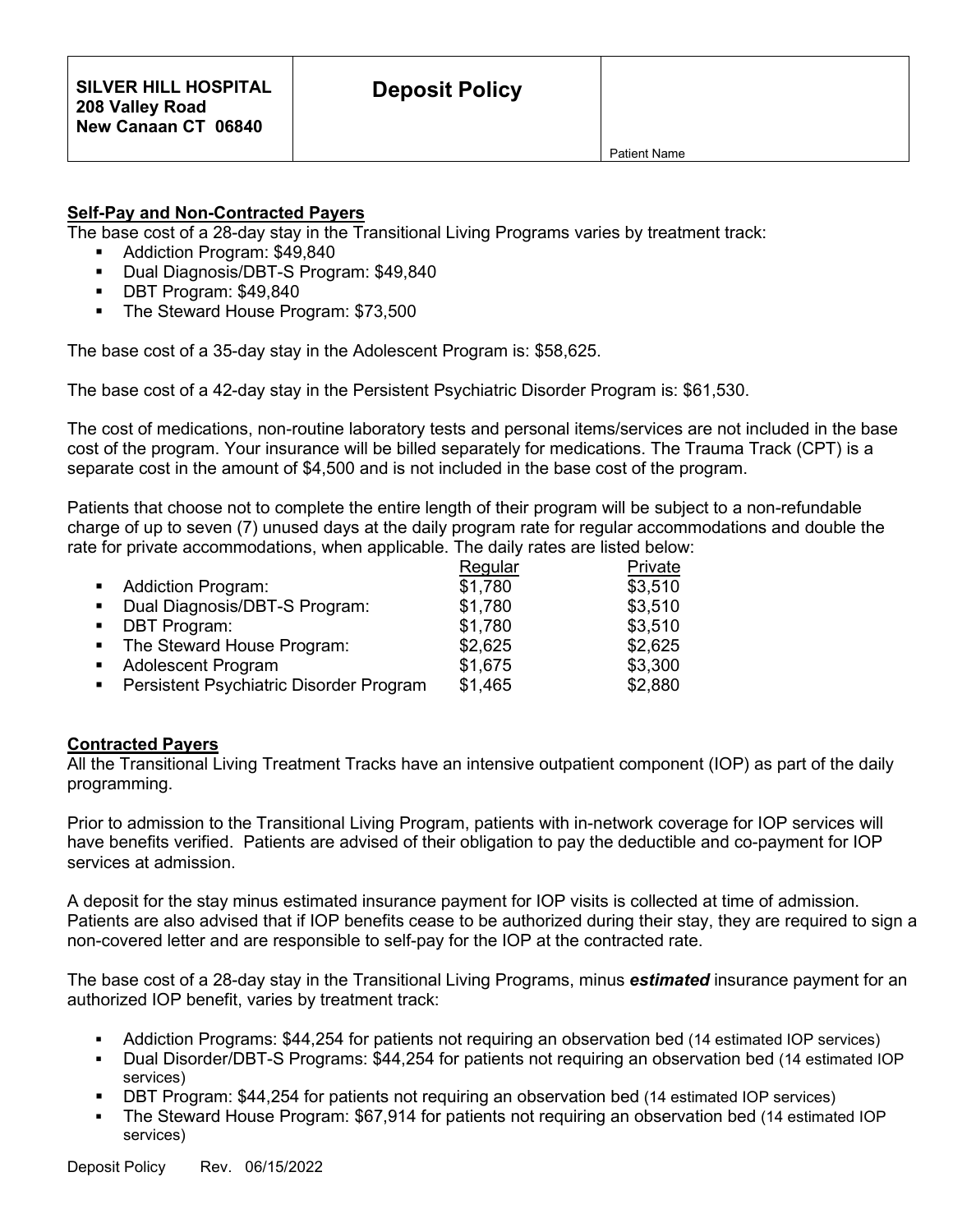| SILVER HILL HOSPITAL<br>208 Valley Road<br>New Canaan CT 06840 | **Deposit Policy** | Patient Name |
|---|---|---|

## Self-Pay and Non-Contracted Payers

The base cost of a 28-day stay in the Transitional Living Programs varies by treatment track:

- Addiction Program: $49,840
- Dual Diagnosis/DBT-S Program: $49,840
- DBT Program: $49,840
- The Steward House Program: $73,500

The base cost of a 35-day stay in the Adolescent Program is: $58,625.

The base cost of a 42-day stay in the Persistent Psychiatric Disorder Program is: $61,530.

The cost of medications, non-routine laboratory tests and personal items/services are not included in the base cost of the program. Your insurance will be billed separately for medications. The Trauma Track (CPT) is a separate cost in the amount of $4,500 and is not included in the base cost of the program.

Patients that choose not to complete the entire length of their program will be subject to a non-refundable charge of up to seven (7) unused days at the daily program rate for regular accommodations and double the rate for private accommodations, when applicable. The daily rates are listed below:

| | Regular | Private |
|---|---|---|
| Addiction Program: | $1,780 | $3,510 |
| Dual Diagnosis/DBT-S Program: | $1,780 | $3,510 |
| DBT Program: | $1,780 | $3,510 |
| The Steward House Program: | $2,625 | $2,625 |
| Adolescent Program | $1,675 | $3,300 |
| Persistent Psychiatric Disorder Program | $1,465 | $2,880 |

## Contracted Payers

All the Transitional Living Treatment Tracks have an intensive outpatient component (IOP) as part of the daily programming.

Prior to admission to the Transitional Living Program, patients with in-network coverage for IOP services will have benefits verified. Patients are advised of their obligation to pay the deductible and co-payment for IOP services at admission.

A deposit for the stay minus estimated insurance payment for IOP visits is collected at time of admission. Patients are also advised that if IOP benefits cease to be authorized during their stay, they are required to sign a non-covered letter and are responsible to self-pay for the IOP at the contracted rate.

The base cost of a 28-day stay in the Transitional Living Programs, minus ***estimated*** insurance payment for an authorized IOP benefit, varies by treatment track:

- Addiction Programs: $44,254 for patients not requiring an observation bed (14 estimated IOP services)
- Dual Disorder/DBT-S Programs: $44,254 for patients not requiring an observation bed (14 estimated IOP services)
- DBT Program: $44,254 for patients not requiring an observation bed (14 estimated IOP services)
- The Steward House Program: $67,914 for patients not requiring an observation bed (14 estimated IOP services)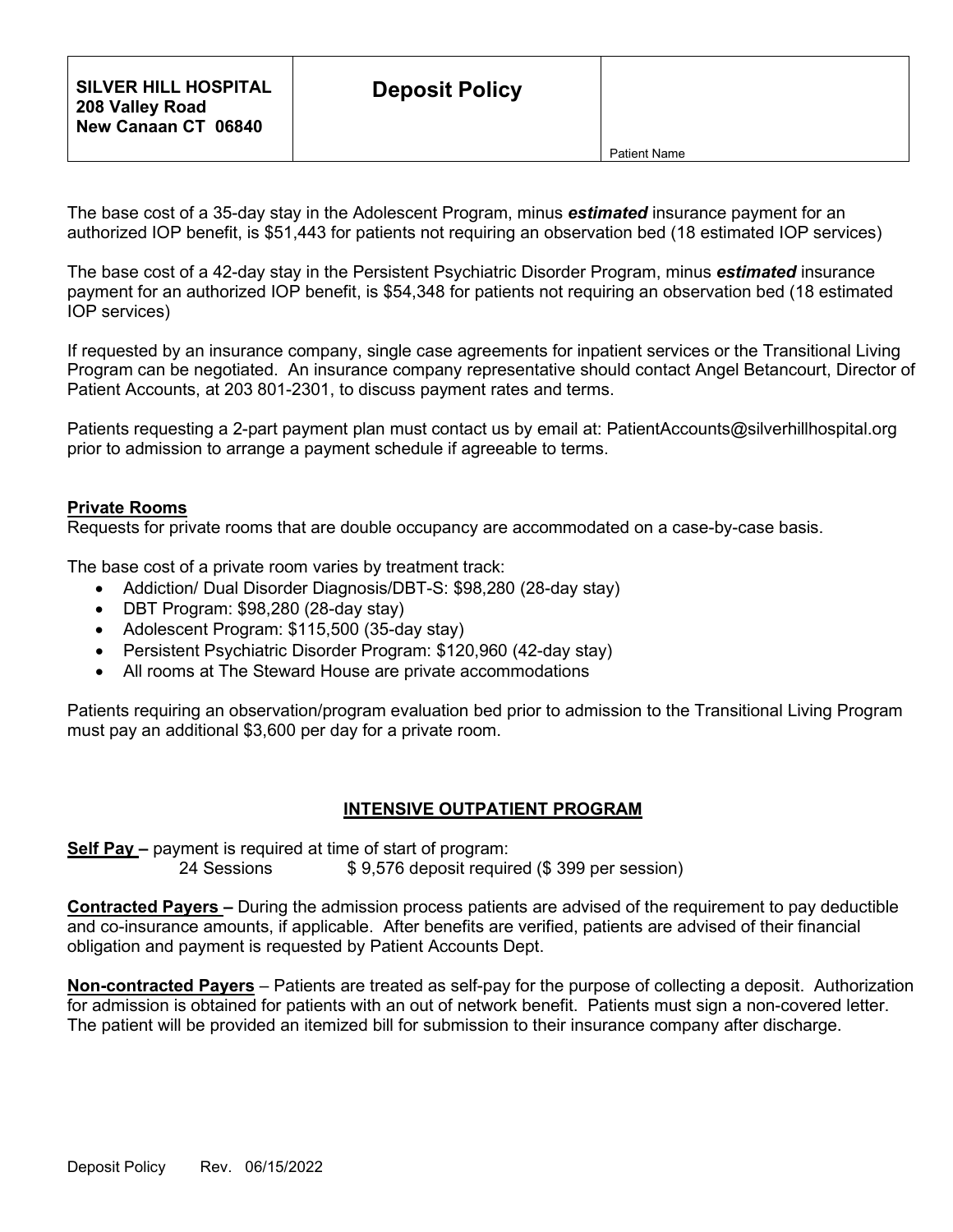| SILVER HILL HOSPITAL<br>208 Valley Road<br>New Canaan CT 06840 | **Deposit Policy** | Patient Name |
|---|---|---|

The base cost of a 35-day stay in the Adolescent Program, minus ***estimated*** insurance payment for an authorized IOP benefit, is $51,443 for patients not requiring an observation bed (18 estimated IOP services)

The base cost of a 42-day stay in the Persistent Psychiatric Disorder Program, minus ***estimated*** insurance payment for an authorized IOP benefit, is $54,348 for patients not requiring an observation bed (18 estimated IOP services)

If requested by an insurance company, single case agreements for inpatient services or the Transitional Living Program can be negotiated. An insurance company representative should contact Angel Betancourt, Director of Patient Accounts, at 203 801-2301, to discuss payment rates and terms.

Patients requesting a 2-part payment plan must contact us by email at: PatientAccounts@silverhillhospital.org prior to admission to arrange a payment schedule if agreeable to terms.

**Private Rooms**

Requests for private rooms that are double occupancy are accommodated on a case-by-case basis.

The base cost of a private room varies by treatment track:

- Addiction/ Dual Disorder Diagnosis/DBT-S: $98,280 (28-day stay)
- DBT Program: $98,280 (28-day stay)
- Adolescent Program: $115,500 (35-day stay)
- Persistent Psychiatric Disorder Program: $120,960 (42-day stay)
- All rooms at The Steward House are private accommodations

Patients requiring an observation/program evaluation bed prior to admission to the Transitional Living Program must pay an additional $3,600 per day for a private room.

## INTENSIVE OUTPATIENT PROGRAM

**Self Pay –** payment is required at time of start of program:

24 Sessions $ 9,576 deposit required ($ 399 per session)

**Contracted Payers –** During the admission process patients are advised of the requirement to pay deductible and co-insurance amounts, if applicable. After benefits are verified, patients are advised of their financial obligation and payment is requested by Patient Accounts Dept.

**Non-contracted Payers** – Patients are treated as self-pay for the purpose of collecting a deposit. Authorization for admission is obtained for patients with an out of network benefit. Patients must sign a non-covered letter. The patient will be provided an itemized bill for submission to their insurance company after discharge.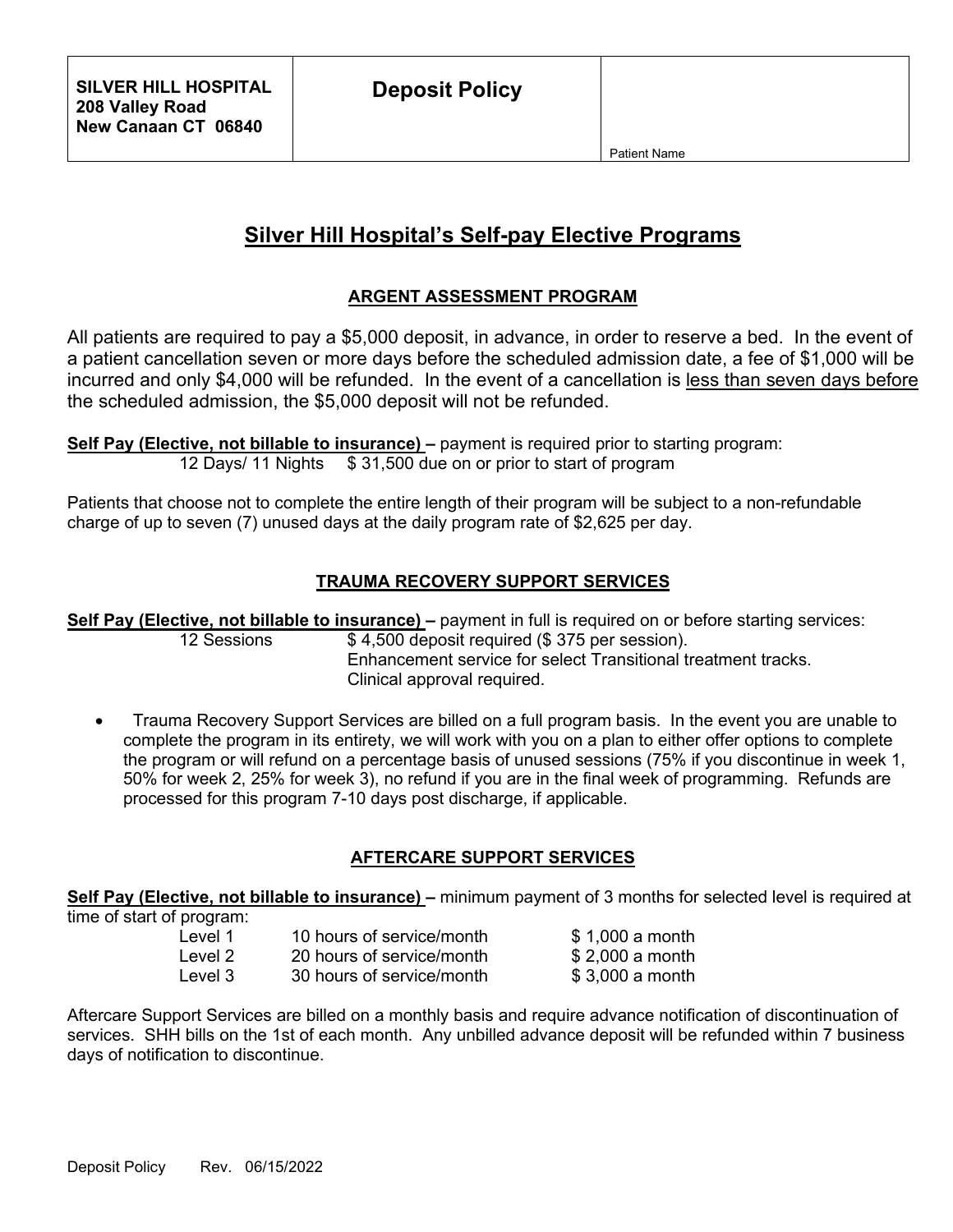| SILVER HILL HOSPITAL<br>208 Valley Road<br>New Canaan CT 06840 | Deposit Policy | Patient Name |
|---|---|---|

## Silver Hill Hospital's Self-pay Elective Programs

### ARGENT ASSESSMENT PROGRAM

All patients are required to pay a $5,000 deposit, in advance, in order to reserve a bed. In the event of a patient cancellation seven or more days before the scheduled admission date, a fee of $1,000 will be incurred and only $4,000 will be refunded. In the event of a cancellation is less than seven days before the scheduled admission, the $5,000 deposit will not be refunded.

**Self Pay (Elective, not billable to insurance) –** payment is required prior to starting program:
12 Days/ 11 Nights $ 31,500 due on or prior to start of program

Patients that choose not to complete the entire length of their program will be subject to a non-refundable charge of up to seven (7) unused days at the daily program rate of $2,625 per day.

### TRAUMA RECOVERY SUPPORT SERVICES

**Self Pay (Elective, not billable to insurance) –** payment in full is required on or before starting services:
12 Sessions $ 4,500 deposit required ($ 375 per session).
Enhancement service for select Transitional treatment tracks.
Clinical approval required.

- Trauma Recovery Support Services are billed on a full program basis. In the event you are unable to complete the program in its entirety, we will work with you on a plan to either offer options to complete the program or will refund on a percentage basis of unused sessions (75% if you discontinue in week 1, 50% for week 2, 25% for week 3), no refund if you are in the final week of programming. Refunds are processed for this program 7-10 days post discharge, if applicable.

### AFTERCARE SUPPORT SERVICES

**Self Pay (Elective, not billable to insurance) –** minimum payment of 3 months for selected level is required at time of start of program:

| | | |
|---|---|---|
| Level 1 | 10 hours of service/month | $ 1,000 a month |
| Level 2 | 20 hours of service/month | $ 2,000 a month |
| Level 3 | 30 hours of service/month | $ 3,000 a month |

Aftercare Support Services are billed on a monthly basis and require advance notification of discontinuation of services. SHH bills on the 1st of each month. Any unbilled advance deposit will be refunded within 7 business days of notification to discontinue.

Deposit Policy Rev. 06/15/2022